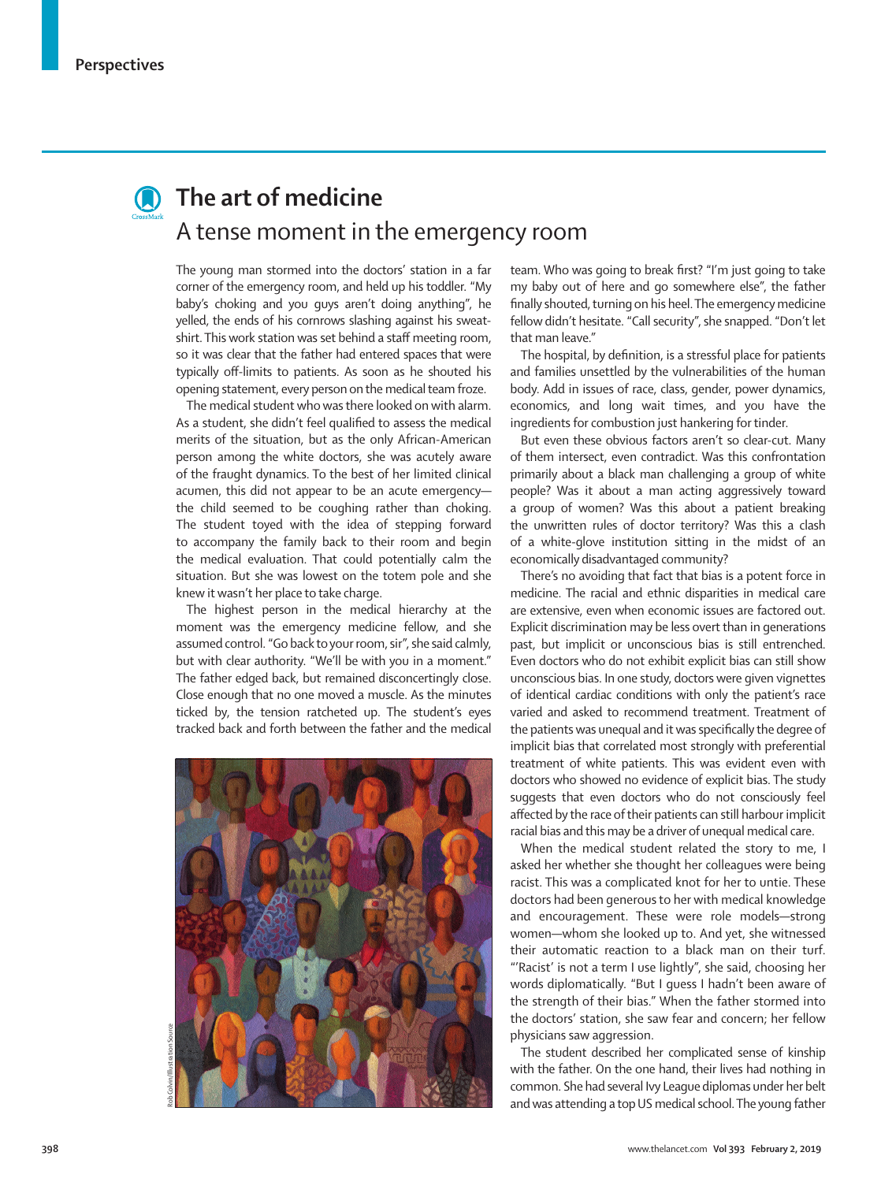Perspectives

# The art of medicine

## A tense moment in the emergency room

The young man stormed into the doctors' station in a far corner of the emergency room, and held up his toddler. "My baby's choking and you guys aren't doing anything", he yelled, the ends of his cornrows slashing against his sweat-shirt. This work station was set behind a staff meeting room, so it was clear that the father had entered spaces that were typically off-limits to patients. As soon as he shouted his opening statement, every person on the medical team froze.

The medical student who was there looked on with alarm. As a student, she didn't feel qualified to assess the medical merits of the situation, but as the only African-American person among the white doctors, she was acutely aware of the fraught dynamics. To the best of her limited clinical acumen, this did not appear to be an acute emergency—the child seemed to be coughing rather than choking. The student toyed with the idea of stepping forward to accompany the family back to their room and begin the medical evaluation. That could potentially calm the situation. But she was lowest on the totem pole and she knew it wasn't her place to take charge.

The highest person in the medical hierarchy at the moment was the emergency medicine fellow, and she assumed control. "Go back to your room, sir", she said calmly, but with clear authority. "We'll be with you in a moment." The father edged back, but remained disconcertingly close. Close enough that no one moved a muscle. As the minutes ticked by, the tension ratcheted up. The student's eyes tracked back and forth between the father and the medical team. Who was going to break first? "I'm just going to take my baby out of here and go somewhere else", the father finally shouted, turning on his heel. The emergency medicine fellow didn't hesitate. "Call security", she snapped. "Don't let that man leave."

Rob Colvin/Illustration Source

The hospital, by definition, is a stressful place for patients and families unsettled by the vulnerabilities of the human body. Add in issues of race, class, gender, power dynamics, economics, and long wait times, and you have the ingredients for combustion just hankering for tinder.

But even these obvious factors aren't so clear-cut. Many of them intersect, even contradict. Was this confrontation primarily about a black man challenging a group of white people? Was it about a man acting aggressively toward a group of women? Was this about a patient breaking the unwritten rules of doctor territory? Was this a clash of a white-glove institution sitting in the midst of an economically disadvantaged community?

There's no avoiding that fact that bias is a potent force in medicine. The racial and ethnic disparities in medical care are extensive, even when economic issues are factored out. Explicit discrimination may be less overt than in generations past, but implicit or unconscious bias is still entrenched. Even doctors who do not exhibit explicit bias can still show unconscious bias. In one study, doctors were given vignettes of identical cardiac conditions with only the patient's race varied and asked to recommend treatment. Treatment of the patients was unequal and it was specifically the degree of implicit bias that correlated most strongly with preferential treatment of white patients. This was evident even with doctors who showed no evidence of explicit bias. The study suggests that even doctors who do not consciously feel affected by the race of their patients can still harbour implicit racial bias and this may be a driver of unequal medical care.

When the medical student related the story to me, I asked her whether she thought her colleagues were being racist. This was a complicated knot for her to untie. These doctors had been generous to her with medical knowledge and encouragement. These were role models—strong women—whom she looked up to. And yet, she witnessed their automatic reaction to a black man on their turf. "'Racist' is not a term I use lightly", she said, choosing her words diplomatically. "But I guess I hadn't been aware of the strength of their bias." When the father stormed into the doctors' station, she saw fear and concern; her fellow physicians saw aggression.

The student described her complicated sense of kinship with the father. On the one hand, their lives had nothing in common. She had several Ivy League diplomas under her belt and was attending a top US medical school. The young father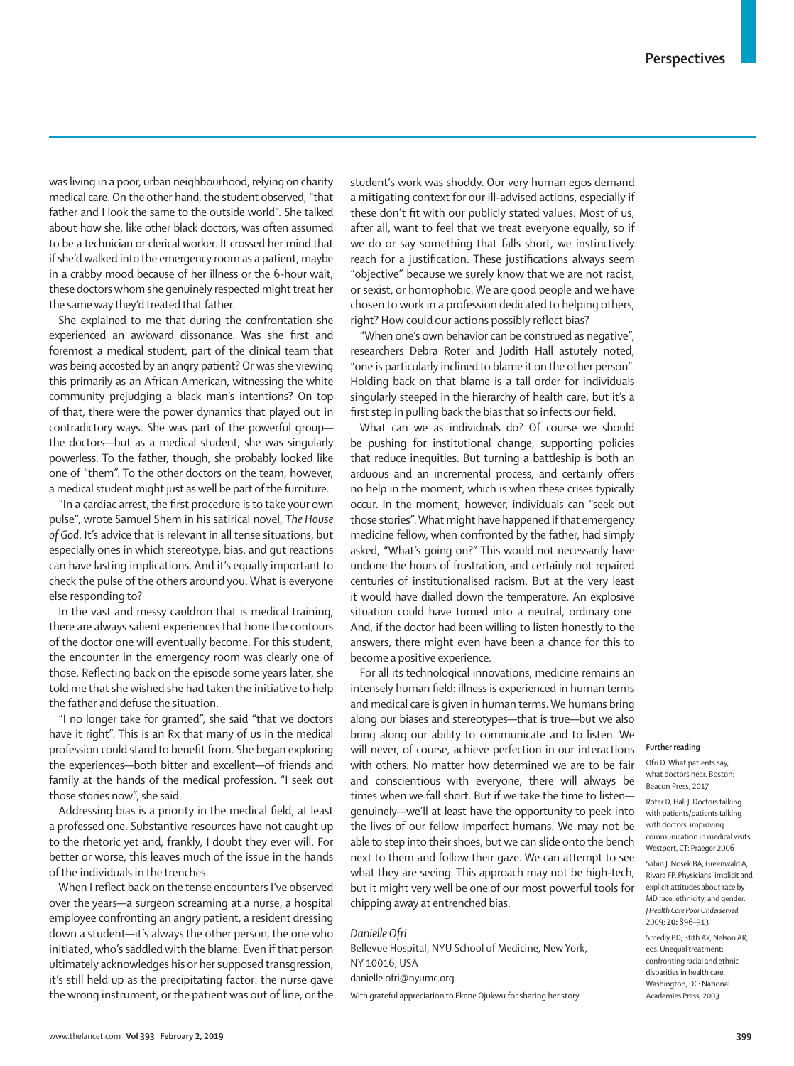was living in a poor, urban neighbourhood, relying on charity medical care. On the other hand, the student observed, "that father and I look the same to the outside world". She talked about how she, like other black doctors, was often assumed to be a technician or clerical worker. It crossed her mind that if she'd walked into the emergency room as a patient, maybe in a crabby mood because of her illness or the 6-hour wait, these doctors whom she genuinely respected might treat her the same way they'd treated that father.

She explained to me that during the confrontation she experienced an awkward dissonance. Was she first and foremost a medical student, part of the clinical team that was being accosted by an angry patient? Or was she viewing this primarily as an African American, witnessing the white community prejudging a black man's intentions? On top of that, there were the power dynamics that played out in contradictory ways. She was part of the powerful group—the doctors—but as a medical student, she was singularly powerless. To the father, though, she probably looked like one of "them". To the other doctors on the team, however, a medical student might just as well be part of the furniture.

"In a cardiac arrest, the first procedure is to take your own pulse", wrote Samuel Shem in his satirical novel, *The House of God*. It's advice that is relevant in all tense situations, but especially ones in which stereotype, bias, and gut reactions can have lasting implications. And it's equally important to check the pulse of the others around you. What is everyone else responding to?

In the vast and messy cauldron that is medical training, there are always salient experiences that hone the contours of the doctor one will eventually become. For this student, the encounter in the emergency room was clearly one of those. Reflecting back on the episode some years later, she told me that she wished she had taken the initiative to help the father and defuse the situation.

"I no longer take for granted", she said "that we doctors have it right". This is an Rx that many of us in the medical profession could stand to benefit from. She began exploring the experiences—both bitter and excellent—of friends and family at the hands of the medical profession. "I seek out those stories now", she said.

Addressing bias is a priority in the medical field, at least a professed one. Substantive resources have not caught up to the rhetoric yet and, frankly, I doubt they ever will. For better or worse, this leaves much of the issue in the hands of the individuals in the trenches.

When I reflect back on the tense encounters I've observed over the years—a surgeon screaming at a nurse, a hospital employee confronting an angry patient, a resident dressing down a student—it's always the other person, the one who initiated, who's saddled with the blame. Even if that person ultimately acknowledges his or her supposed transgression, it's still held up as the precipitating factor: the nurse gave the wrong instrument, or the patient was out of line, or the student's work was shoddy. Our very human egos demand a mitigating context for our ill-advised actions, especially if these don't fit with our publicly stated values. Most of us, after all, want to feel that we treat everyone equally, so if we do or say something that falls short, we instinctively reach for a justification. These justifications always seem "objective" because we surely know that we are not racist, or sexist, or homophobic. We are good people and we have chosen to work in a profession dedicated to helping others, right? How could our actions possibly reflect bias?

"When one's own behavior can be construed as negative", researchers Debra Roter and Judith Hall astutely noted, "one is particularly inclined to blame it on the other person". Holding back on that blame is a tall order for individuals singularly steeped in the hierarchy of health care, but it's a first step in pulling back the bias that so infects our field.

What can we as individuals do? Of course we should be pushing for institutional change, supporting policies that reduce inequities. But turning a battleship is both an arduous and an incremental process, and certainly offers no help in the moment, which is when these crises typically occur. In the moment, however, individuals can "seek out those stories". What might have happened if that emergency medicine fellow, when confronted by the father, had simply asked, "What's going on?" This would not necessarily have undone the hours of frustration, and certainly not repaired centuries of institutionalised racism. But at the very least it would have dialled down the temperature. An explosive situation could have turned into a neutral, ordinary one. And, if the doctor had been willing to listen honestly to the answers, there might even have been a chance for this to become a positive experience.

For all its technological innovations, medicine remains an intensely human field: illness is experienced in human terms and medical care is given in human terms. We humans bring along our biases and stereotypes—that is true—but we also bring along our ability to communicate and to listen. We will never, of course, achieve perfection in our interactions with others. No matter how determined we are to be fair and conscientious with everyone, there will always be times when we fall short. But if we take the time to listen—genuinely—we'll at least have the opportunity to peek into the lives of our fellow imperfect humans. We may not be able to step into their shoes, but we can slide onto the bench next to them and follow their gaze. We can attempt to see what they are seeing. This approach may not be high-tech, but it might very well be one of our most powerful tools for chipping away at entrenched bias.

*Danielle Ofri*

Bellevue Hospital, NYU School of Medicine, New York, NY 10016, USA

danielle.ofri@nyumc.org

With grateful appreciation to Ekene Ojukwu for sharing her story.

**Further reading**

Ofri D. What patients say, what doctors hear. Boston: Beacon Press, 2017

Roter D, Hall J. Doctors talking with patients/patients talking with doctors: improving communication in medical visits. Westport, CT: Praeger 2006

Sabin J, Nosek BA, Greenwald A, Rivara FP. Physicians' implicit and explicit attitudes about race by MD race, ethnicity, and gender. *J Health Care Poor Underserved* 2009; **20:** 896–913

Smedly BD, Stith AY, Nelson AR, eds. Unequal treatment: confronting racial and ethnic disparities in health care. Washington, DC: National Academies Press, 2003